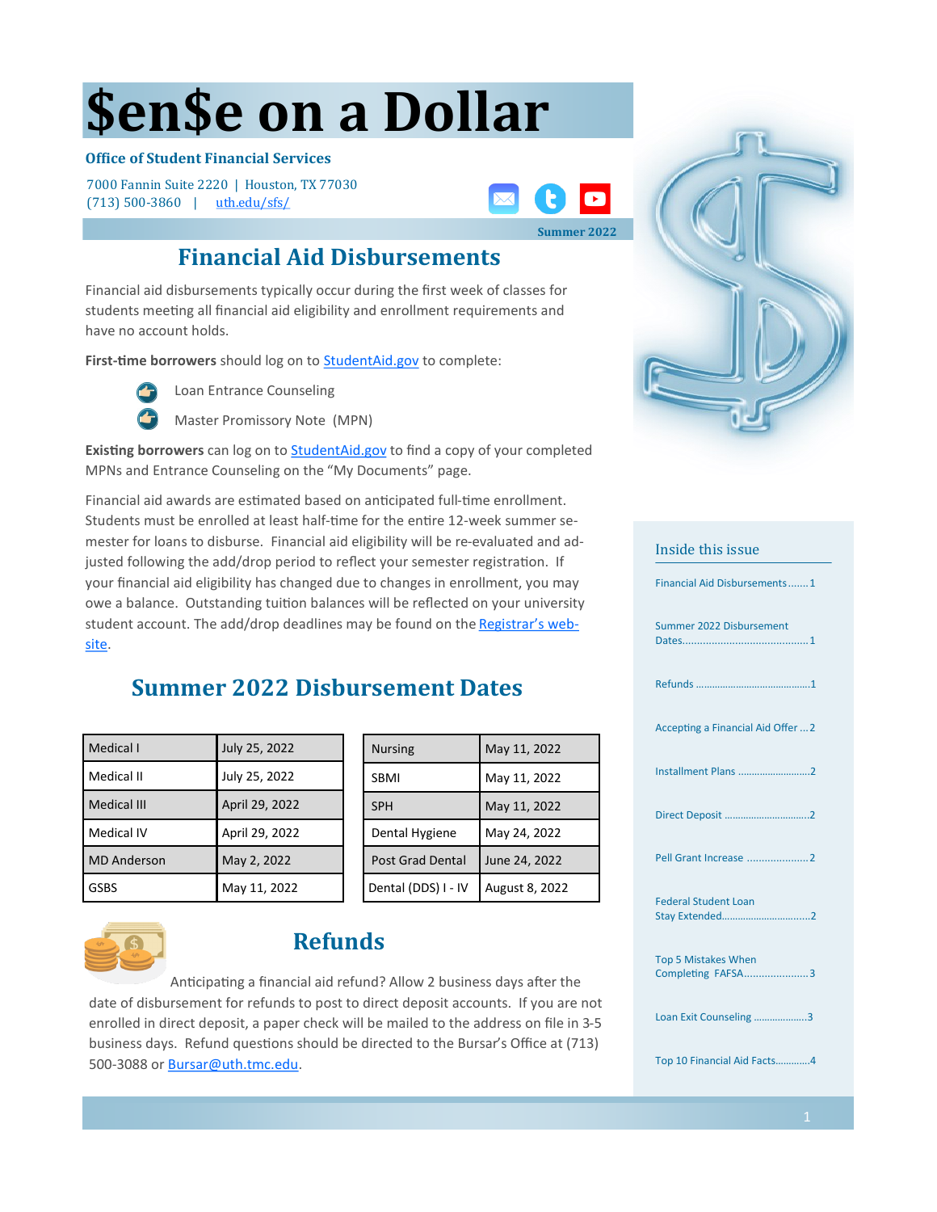# $en$e on a Dollar

**Office of Student Financial Services**

7000 Fannin Suite 2220 | Houston, TX 77030
(713) 500-3860 | uth.edu/sfs/

Summer 2022

## Financial Aid Disbursements

Financial aid disbursements typically occur during the first week of classes for students meeting all financial aid eligibility and enrollment requirements and have no account holds.

**First-time borrowers** should log on to StudentAid.gov to complete:

- Loan Entrance Counseling
- Master Promissory Note (MPN)

**Existing borrowers** can log on to StudentAid.gov to find a copy of your completed MPNs and Entrance Counseling on the "My Documents" page.

Financial aid awards are estimated based on anticipated full-time enrollment. Students must be enrolled at least half-time for the entire 12-week summer semester for loans to disburse. Financial aid eligibility will be re-evaluated and adjusted following the add/drop period to reflect your semester registration. If your financial aid eligibility has changed due to changes in enrollment, you may owe a balance. Outstanding tuition balances will be reflected on your university student account. The add/drop deadlines may be found on the Registrar's website.

## Summer 2022 Disbursement Dates

| Program | Date |
|---|---|
| Medical I | July 25, 2022 |
| Medical II | July 25, 2022 |
| Medical III | April 29, 2022 |
| Medical IV | April 29, 2022 |
| MD Anderson | May 2, 2022 |
| GSBS | May 11, 2022 |

| Program | Date |
|---|---|
| Nursing | May 11, 2022 |
| SBMI | May 11, 2022 |
| SPH | May 11, 2022 |
| Dental Hygiene | May 24, 2022 |
| Post Grad Dental | June 24, 2022 |
| Dental (DDS) I - IV | August 8, 2022 |

## Refunds

Anticipating a financial aid refund? Allow 2 business days after the date of disbursement for refunds to post to direct deposit accounts. If you are not enrolled in direct deposit, a paper check will be mailed to the address on file in 3-5 business days. Refund questions should be directed to the Bursar's Office at (713) 500-3088 or Bursar@uth.tmc.edu.

### Inside this issue

- Financial Aid Disbursements .......1
- Summer 2022 Disbursement Dates .......1
- Refunds .......1
- Accepting a Financial Aid Offer .......2
- Installment Plans .......2
- Direct Deposit .......2
- Pell Grant Increase .......2
- Federal Student Loan Stay Extended .......2
- Top 5 Mistakes When Completing FAFSA .......3
- Loan Exit Counseling .......3
- Top 10 Financial Aid Facts .......4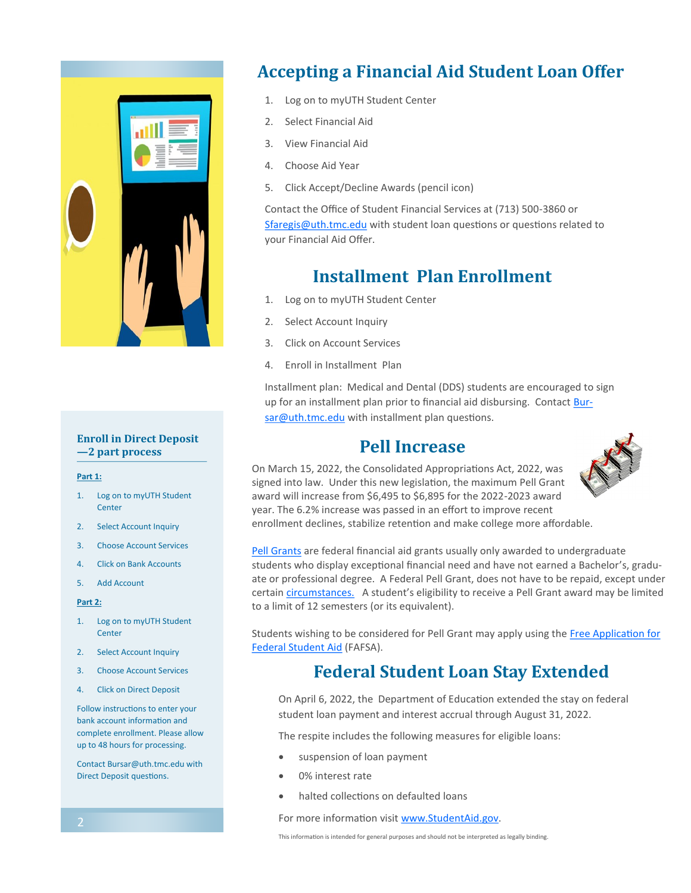## Accepting a Financial Aid Student Loan Offer

1. Log on to myUTH Student Center
2. Select Financial Aid
3. View Financial Aid
4. Choose Aid Year
5. Click Accept/Decline Awards (pencil icon)

Contact the Office of Student Financial Services at (713) 500-3860 or Sfaregis@uth.tmc.edu with student loan questions or questions related to your Financial Aid Offer.

## Installment Plan Enrollment

1. Log on to myUTH Student Center
2. Select Account Inquiry
3. Click on Account Services
4. Enroll in Installment Plan

Installment plan: Medical and Dental (DDS) students are encouraged to sign up for an installment plan prior to financial aid disbursing. Contact Bursar@uth.tmc.edu with installment plan questions.

## Pell Increase

On March 15, 2022, the Consolidated Appropriations Act, 2022, was signed into law. Under this new legislation, the maximum Pell Grant award will increase from $6,495 to $6,895 for the 2022-2023 award year. The 6.2% increase was passed in an effort to improve recent enrollment declines, stabilize retention and make college more affordable.

Pell Grants are federal financial aid grants usually only awarded to undergraduate students who display exceptional financial need and have not earned a Bachelor's, graduate or professional degree. A Federal Pell Grant, does not have to be repaid, except under certain circumstances. A student's eligibility to receive a Pell Grant award may be limited to a limit of 12 semesters (or its equivalent).

Students wishing to be considered for Pell Grant may apply using the Free Application for Federal Student Aid (FAFSA).

## Federal Student Loan Stay Extended

On April 6, 2022, the Department of Education extended the stay on federal student loan payment and interest accrual through August 31, 2022.

The respite includes the following measures for eligible loans:

- suspension of loan payment
- 0% interest rate
- halted collections on defaulted loans

For more information visit www.StudentAid.gov.

This information is intended for general purposes and should not be interpreted as legally binding.

### Enroll in Direct Deposit—2 part process

**Part 1:**

1. Log on to myUTH Student Center
2. Select Account Inquiry
3. Choose Account Services
4. Click on Bank Accounts
5. Add Account

**Part 2:**

1. Log on to myUTH Student Center
2. Select Account Inquiry
3. Choose Account Services
4. Click on Direct Deposit

Follow instructions to enter your bank account information and complete enrollment. Please allow up to 48 hours for processing.

Contact Bursar@uth.tmc.edu with Direct Deposit questions.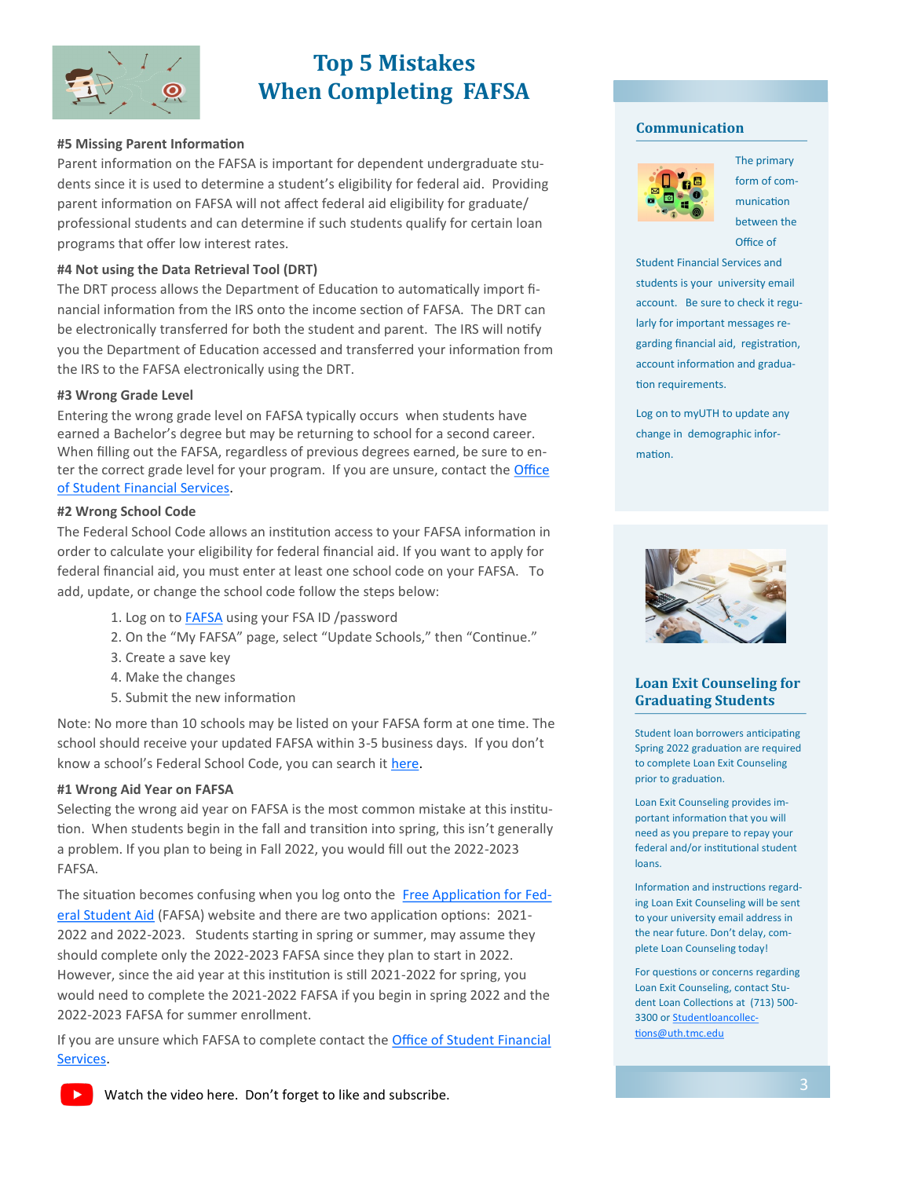# Top 5 Mistakes When Completing FAFSA

**#5 Missing Parent Information**

Parent information on the FAFSA is important for dependent undergraduate students since it is used to determine a student's eligibility for federal aid. Providing parent information on FAFSA will not affect federal aid eligibility for graduate/professional students and can determine if such students qualify for certain loan programs that offer low interest rates.

**#4 Not using the Data Retrieval Tool (DRT)**

The DRT process allows the Department of Education to automatically import financial information from the IRS onto the income section of FAFSA. The DRT can be electronically transferred for both the student and parent. The IRS will notify you the Department of Education accessed and transferred your information from the IRS to the FAFSA electronically using the DRT.

**#3 Wrong Grade Level**

Entering the wrong grade level on FAFSA typically occurs when students have earned a Bachelor's degree but may be returning to school for a second career. When filling out the FAFSA, regardless of previous degrees earned, be sure to enter the correct grade level for your program. If you are unsure, contact the Office of Student Financial Services.

**#2 Wrong School Code**

The Federal School Code allows an institution access to your FAFSA information in order to calculate your eligibility for federal financial aid. If you want to apply for federal financial aid, you must enter at least one school code on your FAFSA. To add, update, or change the school code follow the steps below:

1. Log on to FAFSA using your FSA ID /password
2. On the "My FAFSA" page, select "Update Schools," then "Continue."
3. Create a save key
4. Make the changes
5. Submit the new information

Note: No more than 10 schools may be listed on your FAFSA form at one time. The school should receive your updated FAFSA within 3-5 business days. If you don't know a school's Federal School Code, you can search it here.

**#1 Wrong Aid Year on FAFSA**

Selecting the wrong aid year on FAFSA is the most common mistake at this institution. When students begin in the fall and transition into spring, this isn't generally a problem. If you plan to being in Fall 2022, you would fill out the 2022-2023 FAFSA.

The situation becomes confusing when you log onto the Free Application for Federal Student Aid (FAFSA) website and there are two application options: 2021-2022 and 2022-2023. Students starting in spring or summer, may assume they should complete only the 2022-2023 FAFSA since they plan to start in 2022. However, since the aid year at this institution is still 2021-2022 for spring, you would need to complete the 2021-2022 FAFSA if you begin in spring 2022 and the 2022-2023 FAFSA for summer enrollment.

If you are unsure which FAFSA to complete contact the Office of Student Financial Services.

Watch the video here. Don't forget to like and subscribe.

## Communication

The primary form of communication between the Office of Student Financial Services and students is your university email account. Be sure to check it regularly for important messages regarding financial aid, registration, account information and graduation requirements.

Log on to myUTH to update any change in demographic information.

## Loan Exit Counseling for Graduating Students

Student loan borrowers anticipating Spring 2022 graduation are required to complete Loan Exit Counseling prior to graduation.

Loan Exit Counseling provides important information that you will need as you prepare to repay your federal and/or institutional student loans.

Information and instructions regarding Loan Exit Counseling will be sent to your university email address in the near future. Don't delay, complete Loan Counseling today!

For questions or concerns regarding Loan Exit Counseling, contact Student Loan Collections at (713) 500-3300 or Studentloancollections@uth.tmc.edu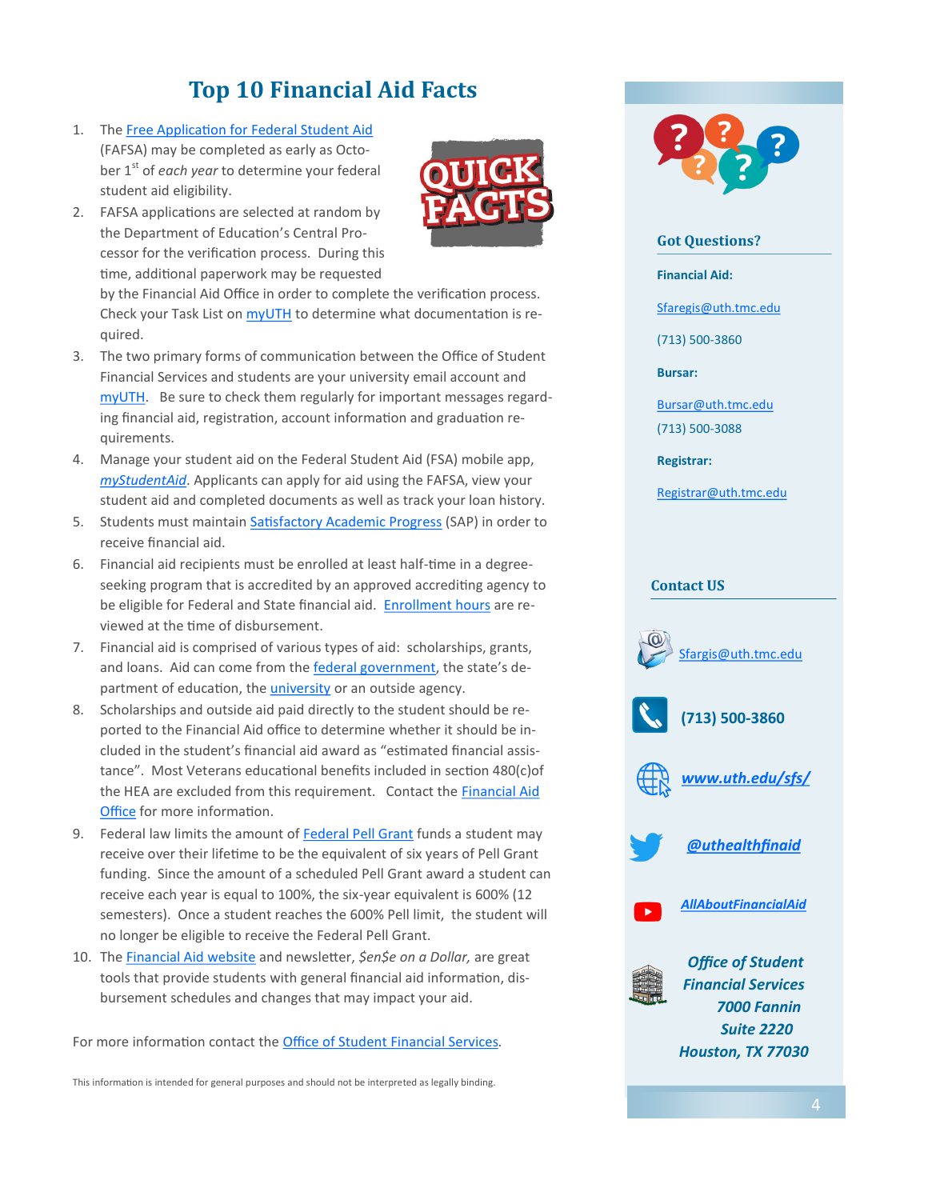# Top 10 Financial Aid Facts

1. The Free Application for Federal Student Aid (FAFSA) may be completed as early as October 1st of *each year* to determine your federal student aid eligibility.
2. FAFSA applications are selected at random by the Department of Education's Central Processor for the verification process. During this time, additional paperwork may be requested by the Financial Aid Office in order to complete the verification process. Check your Task List on myUTH to determine what documentation is required.
3. The two primary forms of communication between the Office of Student Financial Services and students are your university email account and myUTH. Be sure to check them regularly for important messages regarding financial aid, registration, account information and graduation requirements.
4. Manage your student aid on the Federal Student Aid (FSA) mobile app, *myStudentAid*. Applicants can apply for aid using the FAFSA, view your student aid and completed documents as well as track your loan history.
5. Students must maintain Satisfactory Academic Progress (SAP) in order to receive financial aid.
6. Financial aid recipients must be enrolled at least half-time in a degree-seeking program that is accredited by an approved accrediting agency to be eligible for Federal and State financial aid. Enrollment hours are reviewed at the time of disbursement.
7. Financial aid is comprised of various types of aid: scholarships, grants, and loans. Aid can come from the federal government, the state's department of education, the university or an outside agency.
8. Scholarships and outside aid paid directly to the student should be reported to the Financial Aid office to determine whether it should be included in the student's financial aid award as "estimated financial assistance". Most Veterans educational benefits included in section 480(c)of the HEA are excluded from this requirement. Contact the Financial Aid Office for more information.
9. Federal law limits the amount of Federal Pell Grant funds a student may receive over their lifetime to be the equivalent of six years of Pell Grant funding. Since the amount of a scheduled Pell Grant award a student can receive each year is equal to 100%, the six-year equivalent is 600% (12 semesters). Once a student reaches the 600% Pell limit, the student will no longer be eligible to receive the Federal Pell Grant.
10. The Financial Aid website and newsletter, *$en$e on a Dollar,* are great tools that provide students with general financial aid information, disbursement schedules and changes that may impact your aid.

For more information contact the Office of Student Financial Services.

This information is intended for general purposes and should not be interpreted as legally binding.

## Got Questions?

**Financial Aid:**

Sfaregis@uth.tmc.edu

(713) 500-3860

**Bursar:**

Bursar@uth.tmc.edu

(713) 500-3088

**Registrar:**

Registrar@uth.tmc.edu

## Contact US

Sfargis@uth.tmc.edu

**(713) 500-3860**

***www.uth.edu/sfs/***

***@uthealthfinaid***

***AllAboutFinancialAid***

***Office of Student Financial Services***
***7000 Fannin***
***Suite 2220***
***Houston, TX 77030***